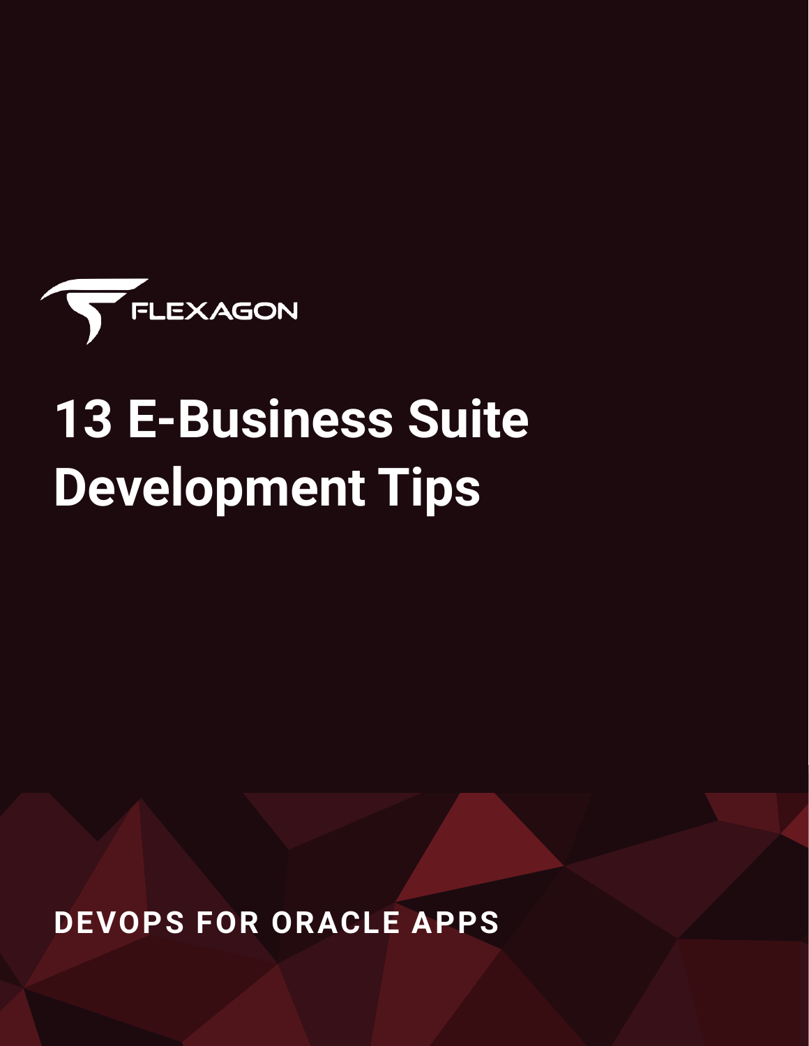FLEXAGON

# 13 E-Business Suite Development Tips

**DEVOPS FOR ORACLE APPS**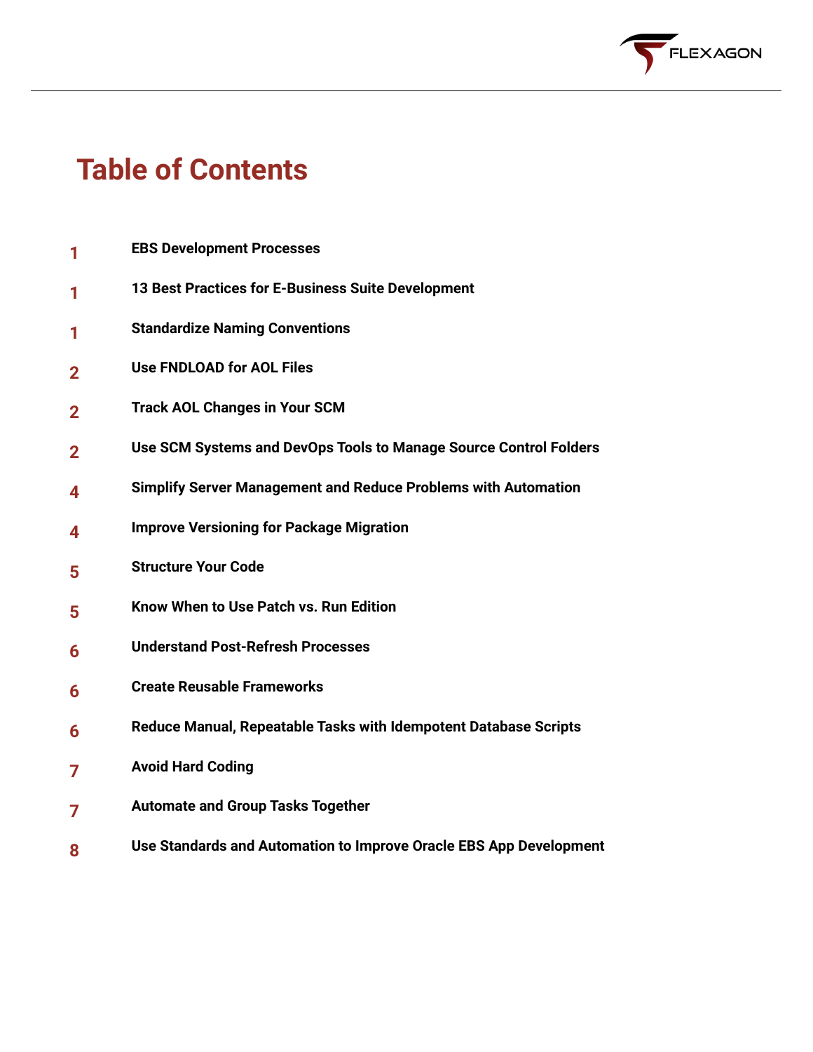# Table of Contents

| | |
|---|---|
| 1 | EBS Development Processes |
| 1 | 13 Best Practices for E-Business Suite Development |
| 1 | Standardize Naming Conventions |
| 2 | Use FNDLOAD for AOL Files |
| 2 | Track AOL Changes in Your SCM |
| 2 | Use SCM Systems and DevOps Tools to Manage Source Control Folders |
| 4 | Simplify Server Management and Reduce Problems with Automation |
| 4 | Improve Versioning for Package Migration |
| 5 | Structure Your Code |
| 5 | Know When to Use Patch vs. Run Edition |
| 6 | Understand Post-Refresh Processes |
| 6 | Create Reusable Frameworks |
| 6 | Reduce Manual, Repeatable Tasks with Idempotent Database Scripts |
| 7 | Avoid Hard Coding |
| 7 | Automate and Group Tasks Together |
| 8 | Use Standards and Automation to Improve Oracle EBS App Development |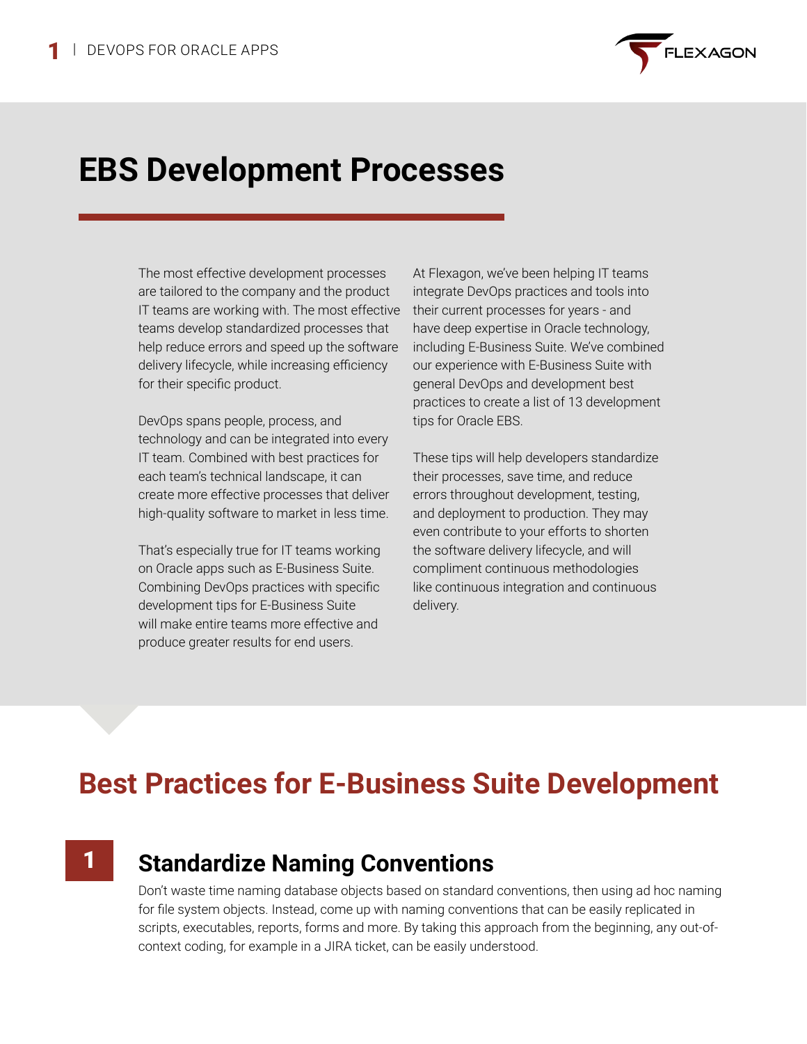# EBS Development Processes

The most effective development processes are tailored to the company and the product IT teams are working with. The most effective teams develop standardized processes that help reduce errors and speed up the software delivery lifecycle, while increasing efficiency for their specific product.

DevOps spans people, process, and technology and can be integrated into every IT team. Combined with best practices for each team's technical landscape, it can create more effective processes that deliver high-quality software to market in less time.

That's especially true for IT teams working on Oracle apps such as E-Business Suite. Combining DevOps practices with specific development tips for E-Business Suite will make entire teams more effective and produce greater results for end users.

At Flexagon, we've been helping IT teams integrate DevOps practices and tools into their current processes for years - and have deep expertise in Oracle technology, including E-Business Suite. We've combined our experience with E-Business Suite with general DevOps and development best practices to create a list of 13 development tips for Oracle EBS.

These tips will help developers standardize their processes, save time, and reduce errors throughout development, testing, and deployment to production. They may even contribute to your efforts to shorten the software delivery lifecycle, and will compliment continuous methodologies like continuous integration and continuous delivery.

## Best Practices for E-Business Suite Development

### 1 Standardize Naming Conventions

Don't waste time naming database objects based on standard conventions, then using ad hoc naming for file system objects. Instead, come up with naming conventions that can be easily replicated in scripts, executables, reports, forms and more. By taking this approach from the beginning, any out-of-context coding, for example in a JIRA ticket, can be easily understood.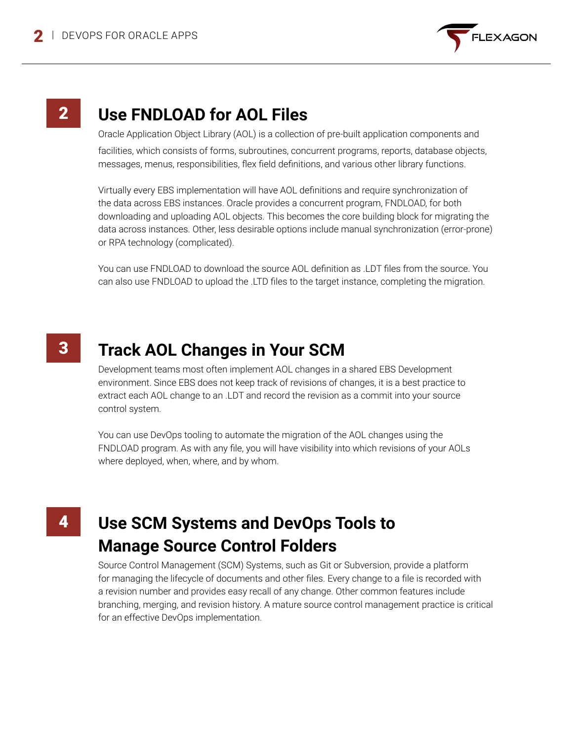## 2 Use FNDLOAD for AOL Files

Oracle Application Object Library (AOL) is a collection of pre-built application components and facilities, which consists of forms, subroutines, concurrent programs, reports, database objects, messages, menus, responsibilities, flex field definitions, and various other library functions.

Virtually every EBS implementation will have AOL definitions and require synchronization of the data across EBS instances. Oracle provides a concurrent program, FNDLOAD, for both downloading and uploading AOL objects. This becomes the core building block for migrating the data across instances. Other, less desirable options include manual synchronization (error-prone) or RPA technology (complicated).

You can use FNDLOAD to download the source AOL definition as .LDT files from the source. You can also use FNDLOAD to upload the .LTD files to the target instance, completing the migration.

## 3 Track AOL Changes in Your SCM

Development teams most often implement AOL changes in a shared EBS Development environment. Since EBS does not keep track of revisions of changes, it is a best practice to extract each AOL change to an .LDT and record the revision as a commit into your source control system.

You can use DevOps tooling to automate the migration of the AOL changes using the FNDLOAD program. As with any file, you will have visibility into which revisions of your AOLs where deployed, when, where, and by whom.

## 4 Use SCM Systems and DevOps Tools to Manage Source Control Folders

Source Control Management (SCM) Systems, such as Git or Subversion, provide a platform for managing the lifecycle of documents and other files. Every change to a file is recorded with a revision number and provides easy recall of any change. Other common features include branching, merging, and revision history. A mature source control management practice is critical for an effective DevOps implementation.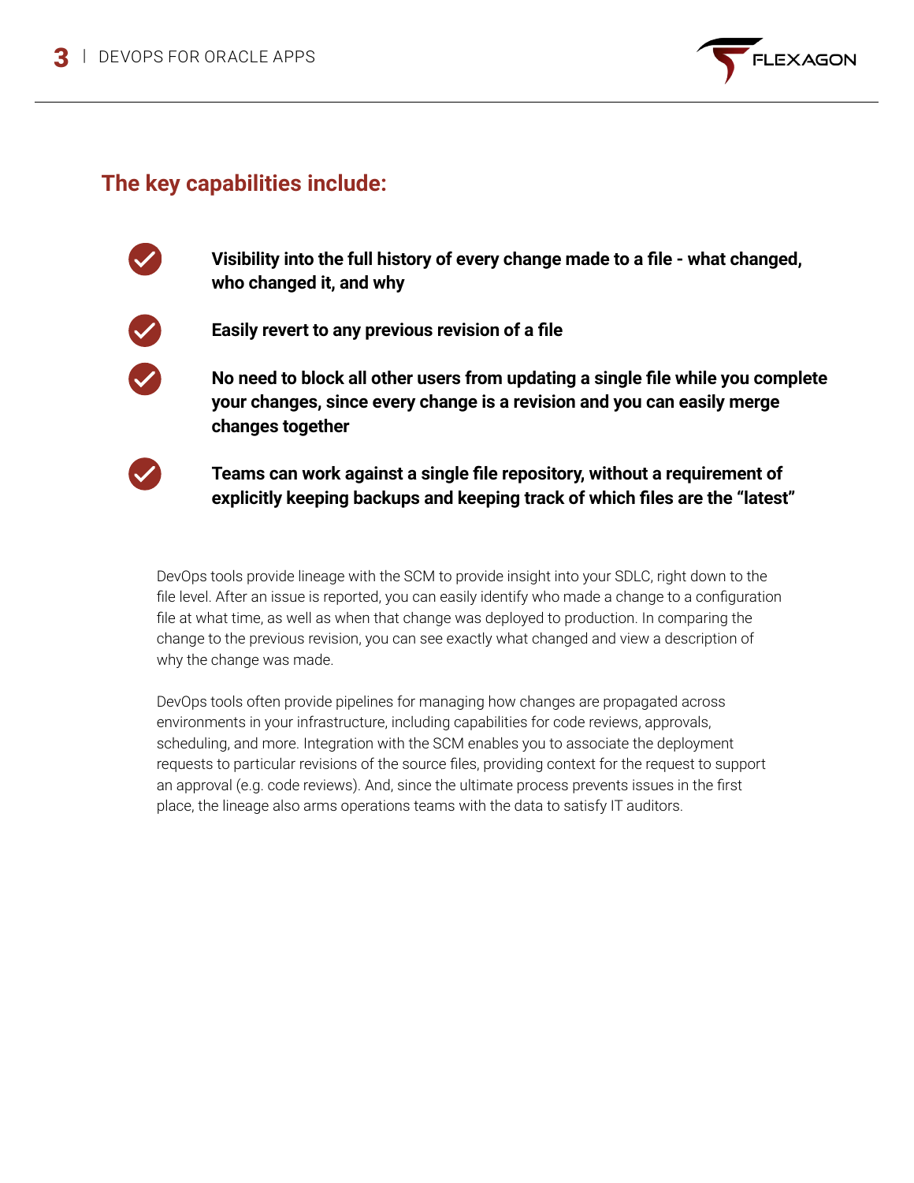## The key capabilities include:

- **Visibility into the full history of every change made to a file - what changed, who changed it, and why**
- **Easily revert to any previous revision of a file**
- **No need to block all other users from updating a single file while you complete your changes, since every change is a revision and you can easily merge changes together**
- **Teams can work against a single file repository, without a requirement of explicitly keeping backups and keeping track of which files are the “latest”**

DevOps tools provide lineage with the SCM to provide insight into your SDLC, right down to the file level. After an issue is reported, you can easily identify who made a change to a configuration file at what time, as well as when that change was deployed to production. In comparing the change to the previous revision, you can see exactly what changed and view a description of why the change was made.

DevOps tools often provide pipelines for managing how changes are propagated across environments in your infrastructure, including capabilities for code reviews, approvals, scheduling, and more. Integration with the SCM enables you to associate the deployment requests to particular revisions of the source files, providing context for the request to support an approval (e.g. code reviews). And, since the ultimate process prevents issues in the first place, the lineage also arms operations teams with the data to satisfy IT auditors.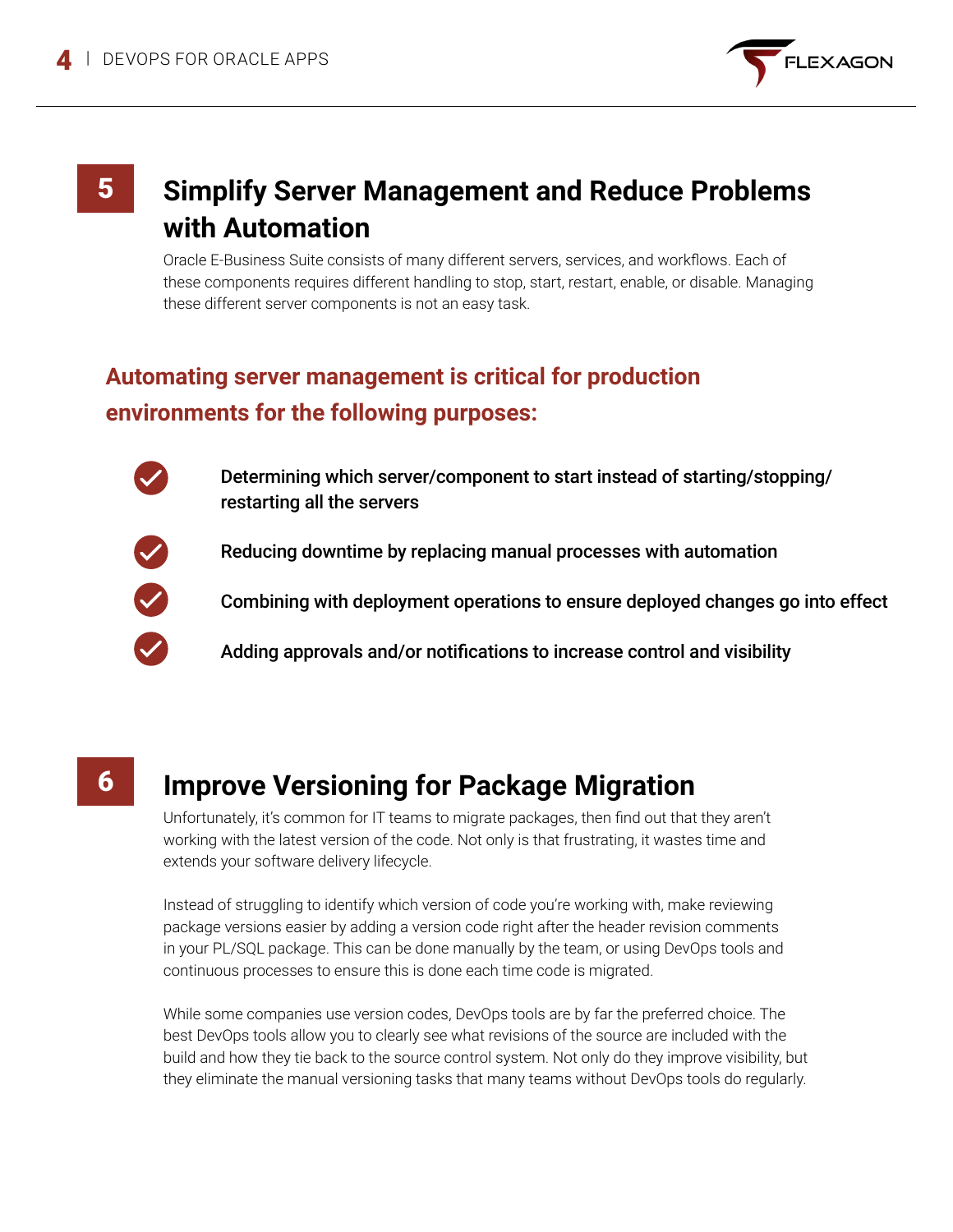## 5 Simplify Server Management and Reduce Problems with Automation

Oracle E-Business Suite consists of many different servers, services, and workflows. Each of these components requires different handling to stop, start, restart, enable, or disable. Managing these different server components is not an easy task.

### Automating server management is critical for production environments for the following purposes:

- **Determining which server/component to start instead of starting/stopping/restarting all the servers**
- **Reducing downtime by replacing manual processes with automation**
- **Combining with deployment operations to ensure deployed changes go into effect**
- **Adding approvals and/or notifications to increase control and visibility**

## 6 Improve Versioning for Package Migration

Unfortunately, it's common for IT teams to migrate packages, then find out that they aren't working with the latest version of the code. Not only is that frustrating, it wastes time and extends your software delivery lifecycle.

Instead of struggling to identify which version of code you're working with, make reviewing package versions easier by adding a version code right after the header revision comments in your PL/SQL package. This can be done manually by the team, or using DevOps tools and continuous processes to ensure this is done each time code is migrated.

While some companies use version codes, DevOps tools are by far the preferred choice. The best DevOps tools allow you to clearly see what revisions of the source are included with the build and how they tie back to the source control system. Not only do they improve visibility, but they eliminate the manual versioning tasks that many teams without DevOps tools do regularly.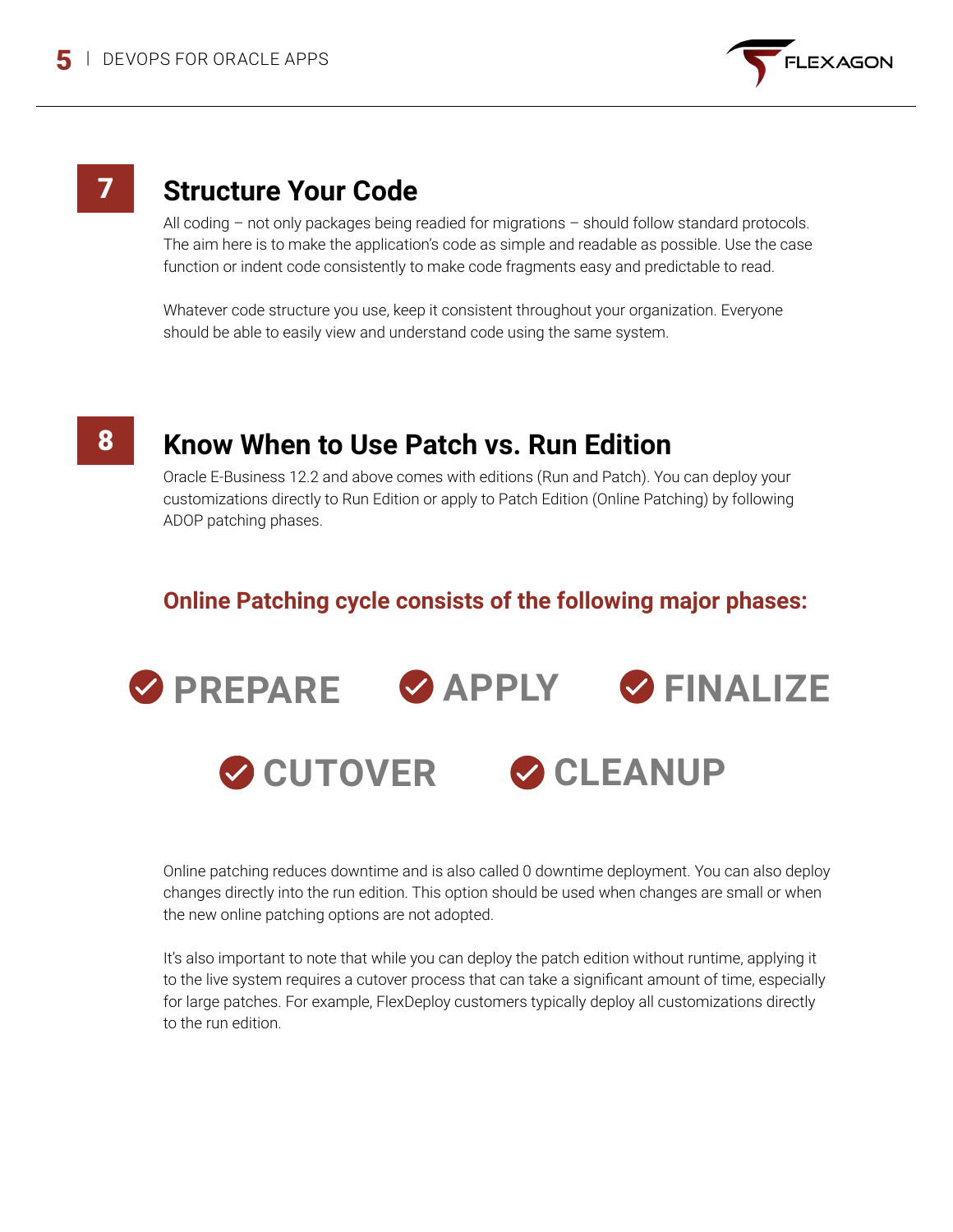## 7 Structure Your Code

All coding – not only packages being readied for migrations – should follow standard protocols. The aim here is to make the application's code as simple and readable as possible. Use the case function or indent code consistently to make code fragments easy and predictable to read.

Whatever code structure you use, keep it consistent throughout your organization. Everyone should be able to easily view and understand code using the same system.

## 8 Know When to Use Patch vs. Run Edition

Oracle E-Business 12.2 and above comes with editions (Run and Patch). You can deploy your customizations directly to Run Edition or apply to Patch Edition (Online Patching) by following ADOP patching phases.

### Online Patching cycle consists of the following major phases:

- PREPARE
- APPLY
- FINALIZE
- CUTOVER
- CLEANUP

Online patching reduces downtime and is also called 0 downtime deployment. You can also deploy changes directly into the run edition. This option should be used when changes are small or when the new online patching options are not adopted.

It's also important to note that while you can deploy the patch edition without runtime, applying it to the live system requires a cutover process that can take a significant amount of time, especially for large patches. For example, FlexDeploy customers typically deploy all customizations directly to the run edition.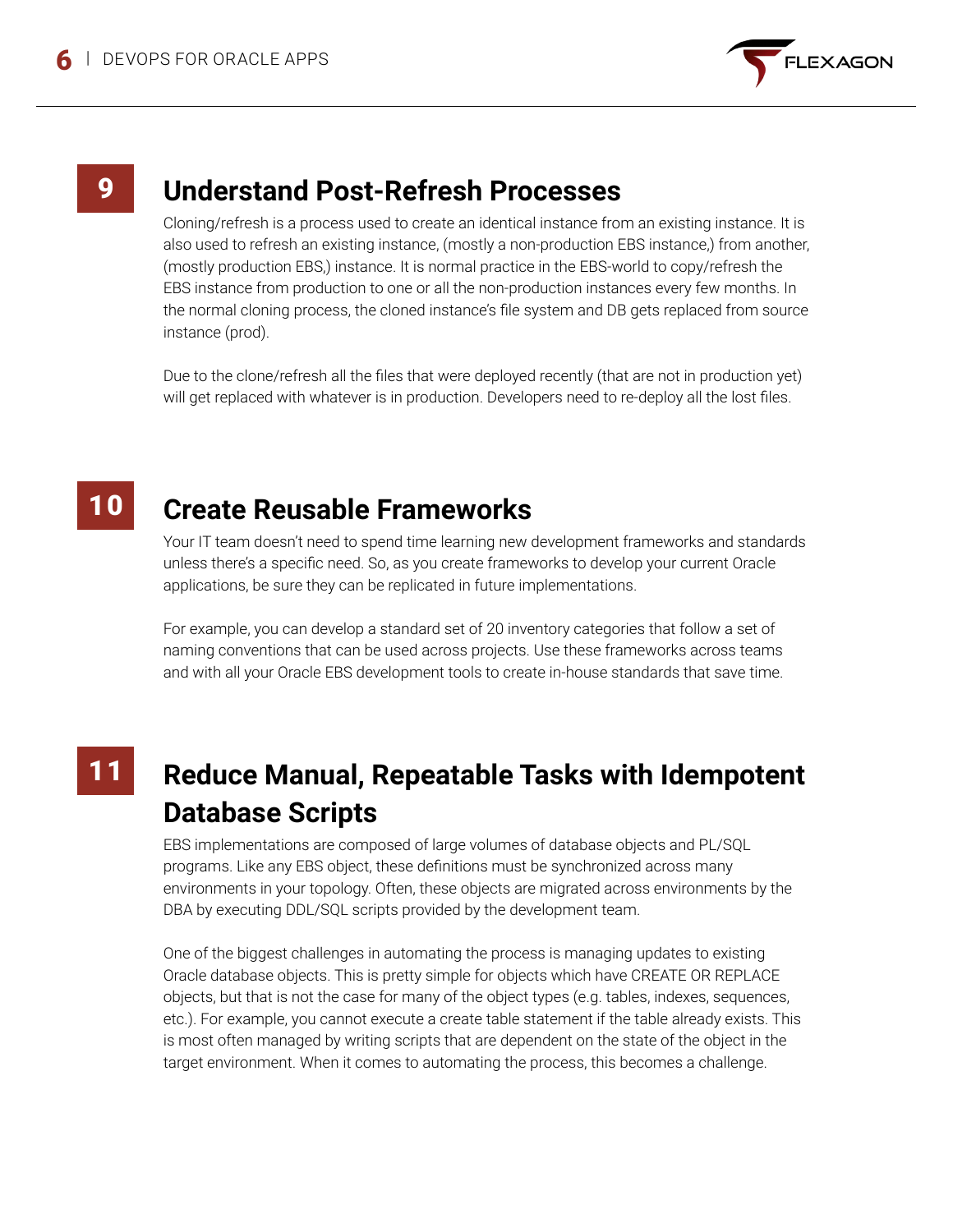## 9 Understand Post-Refresh Processes

Cloning/refresh is a process used to create an identical instance from an existing instance. It is also used to refresh an existing instance, (mostly a non-production EBS instance,) from another, (mostly production EBS,) instance. It is normal practice in the EBS-world to copy/refresh the EBS instance from production to one or all the non-production instances every few months. In the normal cloning process, the cloned instance's file system and DB gets replaced from source instance (prod).

Due to the clone/refresh all the files that were deployed recently (that are not in production yet) will get replaced with whatever is in production. Developers need to re-deploy all the lost files.

## 10 Create Reusable Frameworks

Your IT team doesn't need to spend time learning new development frameworks and standards unless there's a specific need. So, as you create frameworks to develop your current Oracle applications, be sure they can be replicated in future implementations.

For example, you can develop a standard set of 20 inventory categories that follow a set of naming conventions that can be used across projects. Use these frameworks across teams and with all your Oracle EBS development tools to create in-house standards that save time.

## 11 Reduce Manual, Repeatable Tasks with Idempotent Database Scripts

EBS implementations are composed of large volumes of database objects and PL/SQL programs. Like any EBS object, these definitions must be synchronized across many environments in your topology. Often, these objects are migrated across environments by the DBA by executing DDL/SQL scripts provided by the development team.

One of the biggest challenges in automating the process is managing updates to existing Oracle database objects. This is pretty simple for objects which have CREATE OR REPLACE objects, but that is not the case for many of the object types (e.g. tables, indexes, sequences, etc.). For example, you cannot execute a create table statement if the table already exists. This is most often managed by writing scripts that are dependent on the state of the object in the target environment. When it comes to automating the process, this becomes a challenge.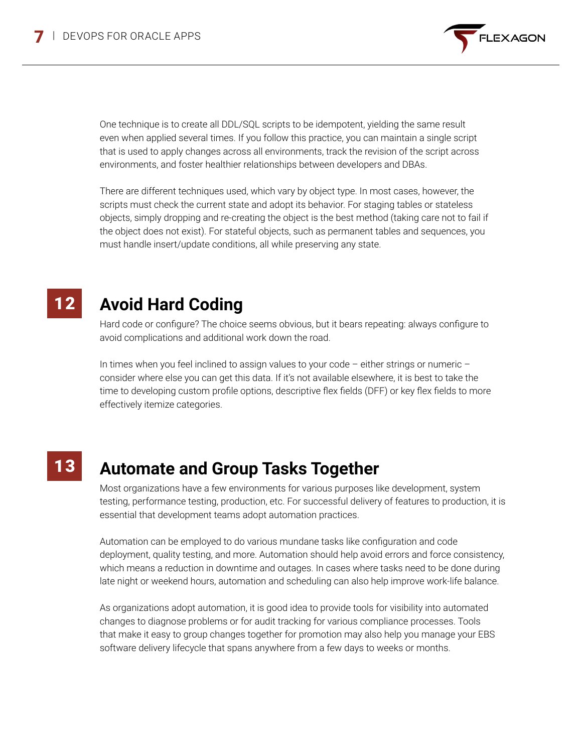One technique is to create all DDL/SQL scripts to be idempotent, yielding the same result even when applied several times. If you follow this practice, you can maintain a single script that is used to apply changes across all environments, track the revision of the script across environments, and foster healthier relationships between developers and DBAs.

There are different techniques used, which vary by object type. In most cases, however, the scripts must check the current state and adopt its behavior. For staging tables or stateless objects, simply dropping and re-creating the object is the best method (taking care not to fail if the object does not exist). For stateful objects, such as permanent tables and sequences, you must handle insert/update conditions, all while preserving any state.

## 12 Avoid Hard Coding

Hard code or configure? The choice seems obvious, but it bears repeating: always configure to avoid complications and additional work down the road.

In times when you feel inclined to assign values to your code – either strings or numeric – consider where else you can get this data. If it's not available elsewhere, it is best to take the time to developing custom profile options, descriptive flex fields (DFF) or key flex fields to more effectively itemize categories.

## 13 Automate and Group Tasks Together

Most organizations have a few environments for various purposes like development, system testing, performance testing, production, etc. For successful delivery of features to production, it is essential that development teams adopt automation practices.

Automation can be employed to do various mundane tasks like configuration and code deployment, quality testing, and more. Automation should help avoid errors and force consistency, which means a reduction in downtime and outages. In cases where tasks need to be done during late night or weekend hours, automation and scheduling can also help improve work-life balance.

As organizations adopt automation, it is good idea to provide tools for visibility into automated changes to diagnose problems or for audit tracking for various compliance processes. Tools that make it easy to group changes together for promotion may also help you manage your EBS software delivery lifecycle that spans anywhere from a few days to weeks or months.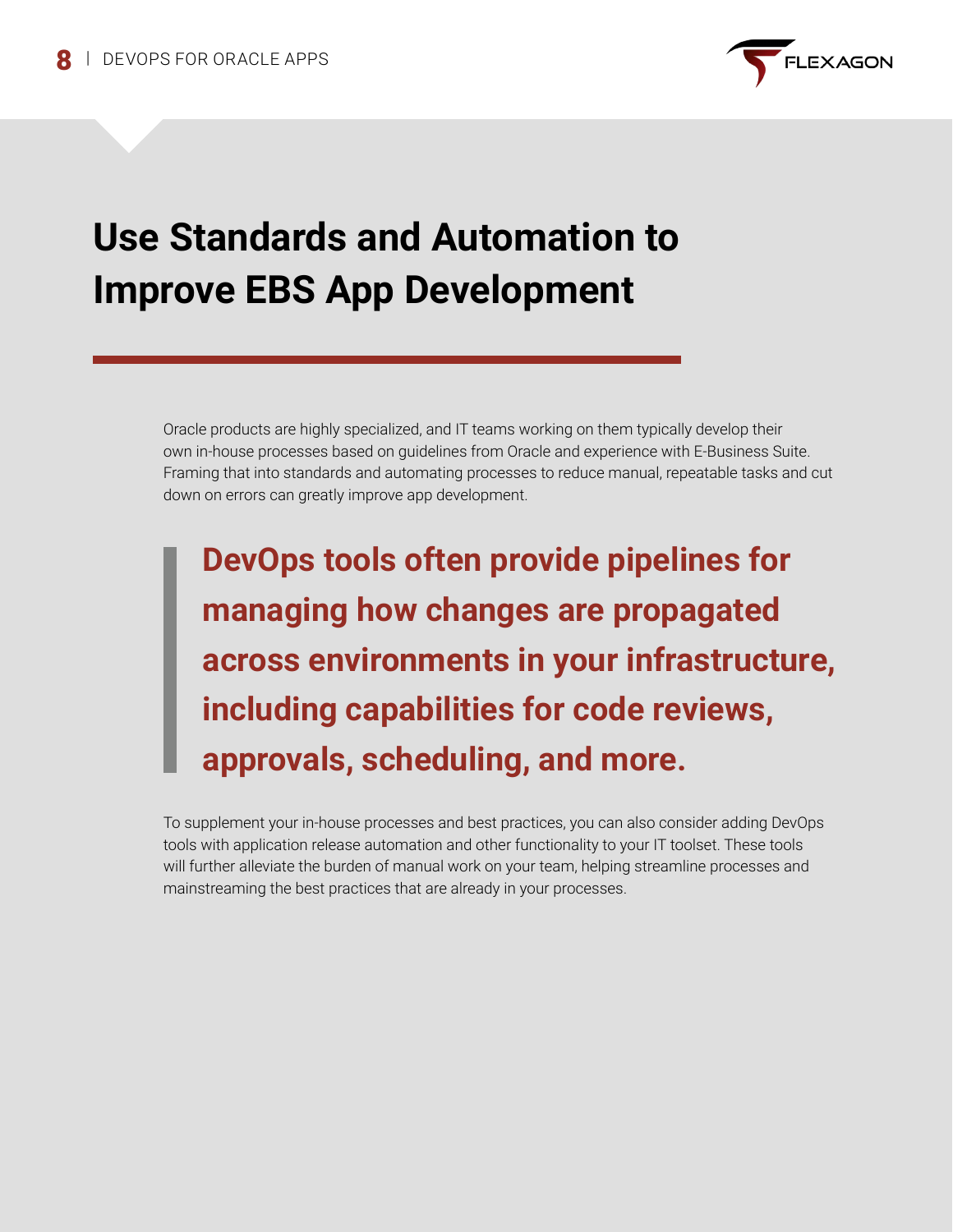# Use Standards and Automation to Improve EBS App Development

Oracle products are highly specialized, and IT teams working on them typically develop their own in-house processes based on guidelines from Oracle and experience with E-Business Suite. Framing that into standards and automating processes to reduce manual, repeatable tasks and cut down on errors can greatly improve app development.

> **DevOps tools often provide pipelines for managing how changes are propagated across environments in your infrastructure, including capabilities for code reviews, approvals, scheduling, and more.**

To supplement your in-house processes and best practices, you can also consider adding DevOps tools with application release automation and other functionality to your IT toolset. These tools will further alleviate the burden of manual work on your team, helping streamline processes and mainstreaming the best practices that are already in your processes.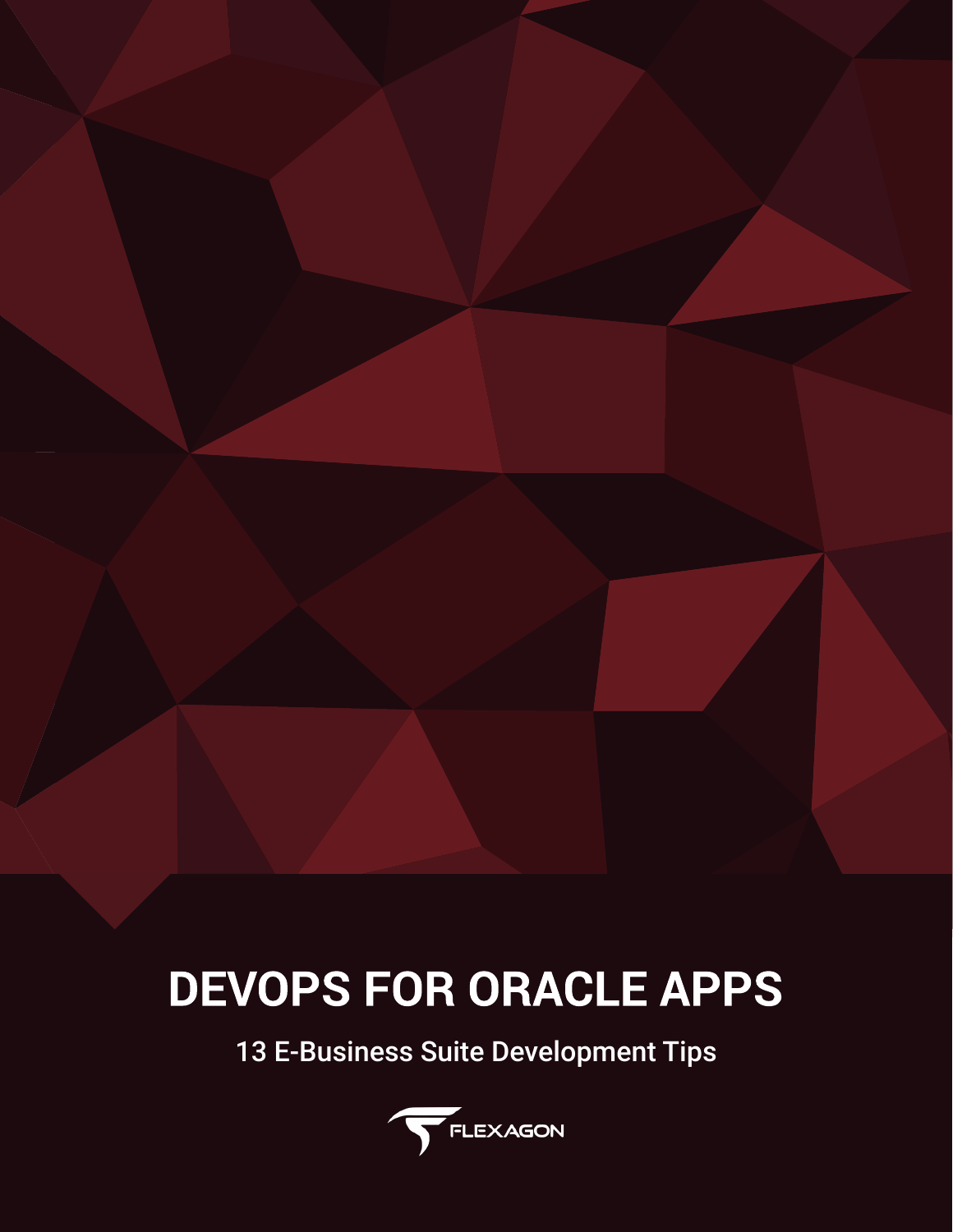# DEVOPS FOR ORACLE APPS

13 E-Business Suite Development Tips

FLEXAGON